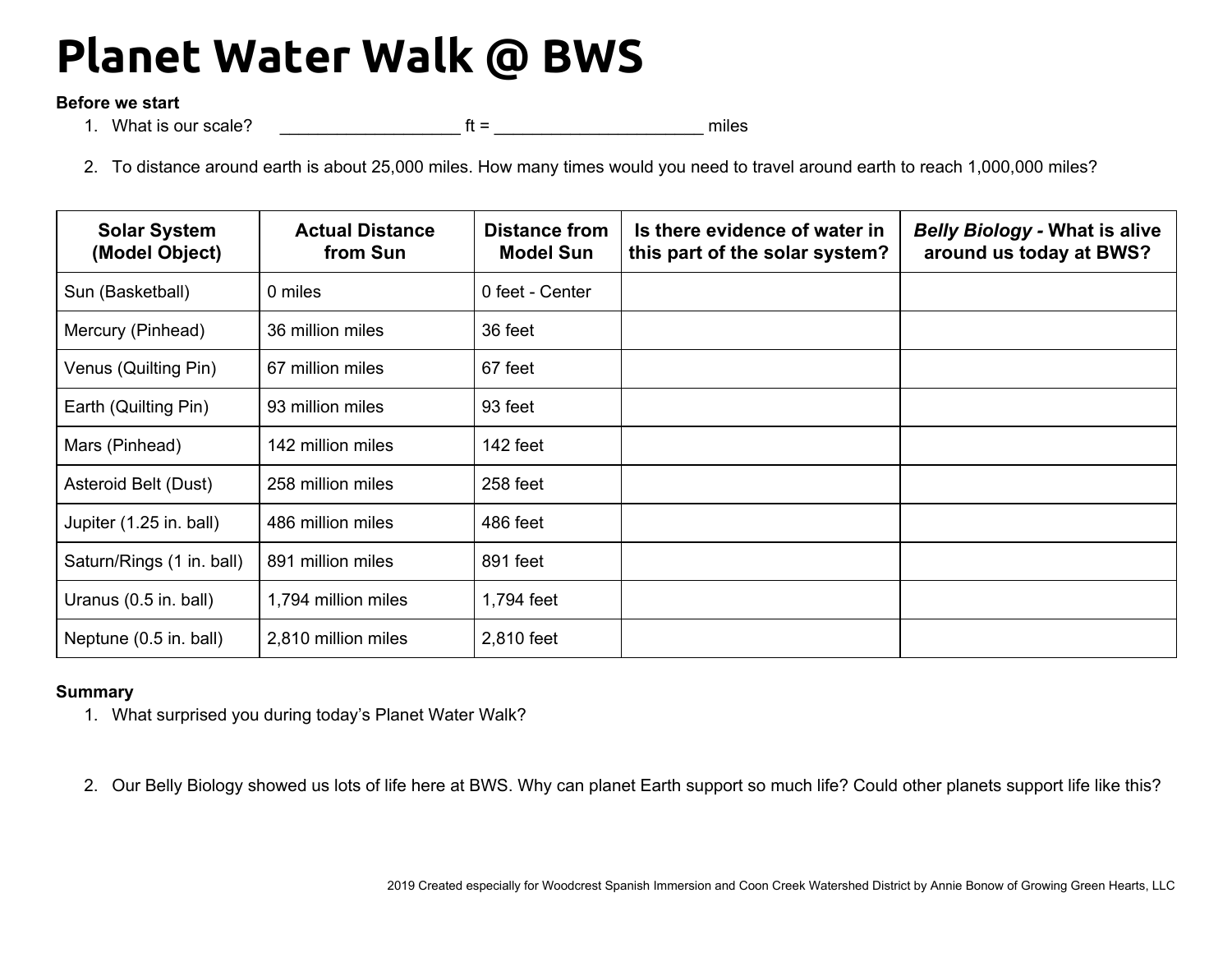# Planet Water Walk @ BWS

**Before we start**

1. What is our scale? ___________________ ft = ______________________ miles

2. To distance around earth is about 25,000 miles. How many times would you need to travel around earth to reach 1,000,000 miles?

| Solar System (Model Object) | Actual Distance from Sun | Distance from Model Sun | Is there evidence of water in this part of the solar system? | *Belly Biology* - What is alive around us today at BWS? |
|---|---|---|---|---|
| Sun (Basketball) | 0 miles | 0 feet - Center | | |
| Mercury (Pinhead) | 36 million miles | 36 feet | | |
| Venus (Quilting Pin) | 67 million miles | 67 feet | | |
| Earth (Quilting Pin) | 93 million miles | 93 feet | | |
| Mars (Pinhead) | 142 million miles | 142 feet | | |
| Asteroid Belt (Dust) | 258 million miles | 258 feet | | |
| Jupiter (1.25 in. ball) | 486 million miles | 486 feet | | |
| Saturn/Rings (1 in. ball) | 891 million miles | 891 feet | | |
| Uranus (0.5 in. ball) | 1,794 million miles | 1,794 feet | | |
| Neptune (0.5 in. ball) | 2,810 million miles | 2,810 feet | | |

**Summary**

1. What surprised you during today's Planet Water Walk?

2. Our Belly Biology showed us lots of life here at BWS. Why can planet Earth support so much life? Could other planets support life like this?

2019 Created especially for Woodcrest Spanish Immersion and Coon Creek Watershed District by Annie Bonow of Growing Green Hearts, LLC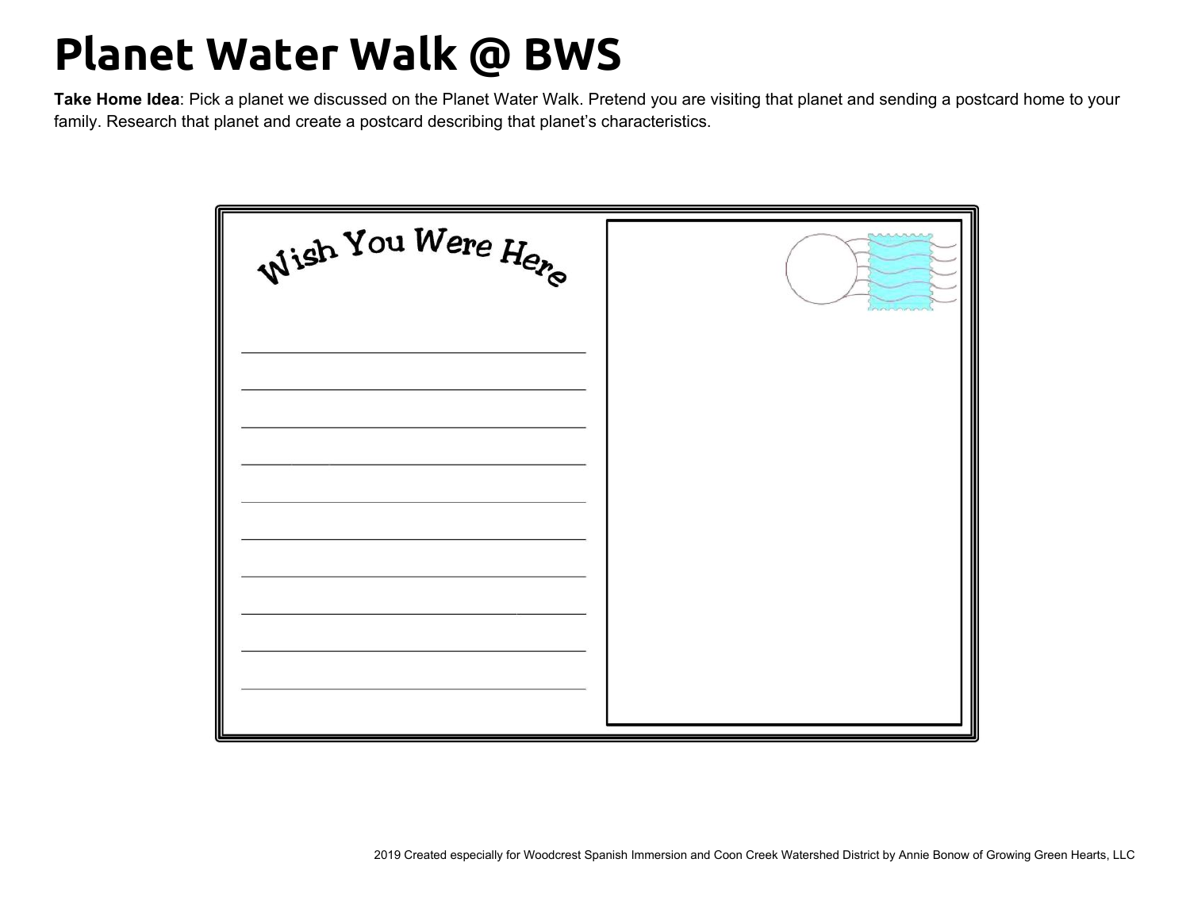# Planet Water Walk @ BWS

**Take Home Idea**: Pick a planet we discussed on the Planet Water Walk. Pretend you are visiting that planet and sending a postcard home to your family. Research that planet and create a postcard describing that planet's characteristics.

Wish You Were Here

2019 Created especially for Woodcrest Spanish Immersion and Coon Creek Watershed District by Annie Bonow of Growing Green Hearts, LLC